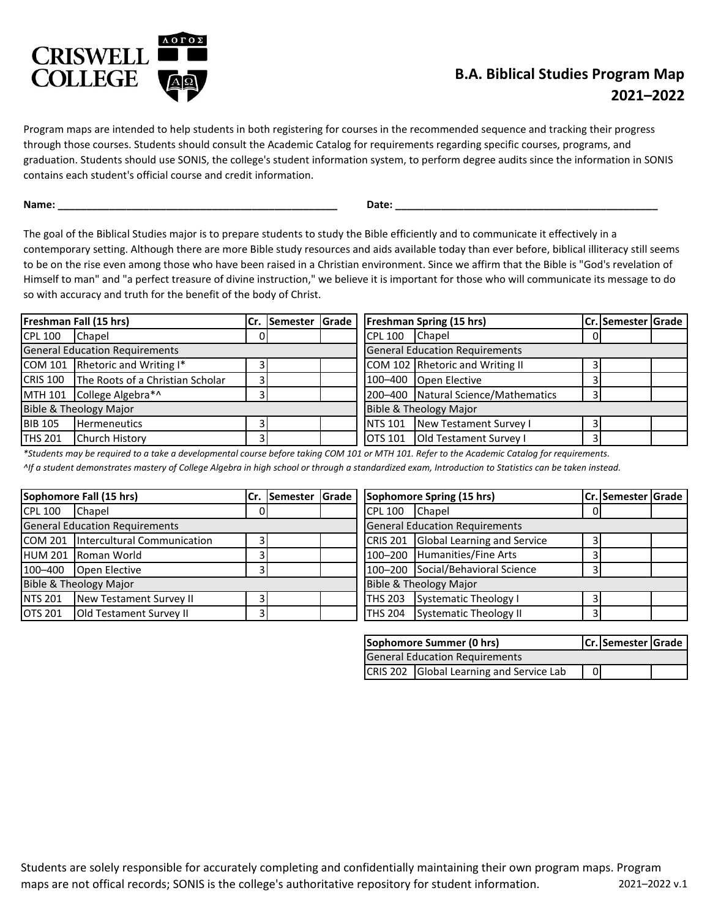# CRISWELL COLLEGE

## B.A. Biblical Studies Program Map 2021–2022

Program maps are intended to help students in both registering for courses in the recommended sequence and tracking their progress through those courses. Students should consult the Academic Catalog for requirements regarding specific courses, programs, and graduation. Students should use SONIS, the college's student information system, to perform degree audits since the information in SONIS contains each student's official course and credit information.

**Name:** ________________________________________________ **Date:** ____________________________________________

The goal of the Biblical Studies major is to prepare students to study the Bible efficiently and to communicate it effectively in a contemporary setting. Although there are more Bible study resources and aids available today than ever before, biblical illiteracy still seems to be on the rise even among those who have been raised in a Christian environment. Since we affirm that the Bible is "God's revelation of Himself to man" and "a perfect treasure of divine instruction," we believe it is important for those who will communicate its message to do so with accuracy and truth for the benefit of the body of Christ.

| Freshman Fall (15 hrs) | | Cr. | Semester | Grade |
|---|---|---|---|---|
| CPL 100 | Chapel | 0 | | |
| General Education Requirements | | | | |
| COM 101 | Rhetoric and Writing I* | 3 | | |
| CRIS 100 | The Roots of a Christian Scholar | 3 | | |
| MTH 101 | College Algebra*^ | 3 | | |
| Bible & Theology Major | | | | |
| BIB 105 | Hermeneutics | 3 | | |
| THS 201 | Church History | 3 | | |

| Freshman Spring (15 hrs) | | Cr. | Semester | Grade |
|---|---|---|---|---|
| CPL 100 | Chapel | 0 | | |
| General Education Requirements | | | | |
| COM 102 | Rhetoric and Writing II | 3 | | |
| 100–400 | Open Elective | 3 | | |
| 200–400 | Natural Science/Mathematics | 3 | | |
| Bible & Theology Major | | | | |
| NTS 101 | New Testament Survey I | 3 | | |
| OTS 101 | Old Testament Survey I | 3 | | |

*\*Students may be required to a take a developmental course before taking COM 101 or MTH 101. Refer to the Academic Catalog for requirements.*

*^If a student demonstrates mastery of College Algebra in high school or through a standardized exam, Introduction to Statistics can be taken instead.*

| Sophomore Fall (15 hrs) | | Cr. | Semester | Grade |
|---|---|---|---|---|
| CPL 100 | Chapel | 0 | | |
| General Education Requirements | | | | |
| COM 201 | Intercultural Communication | 3 | | |
| HUM 201 | Roman World | 3 | | |
| 100–400 | Open Elective | 3 | | |
| Bible & Theology Major | | | | |
| NTS 201 | New Testament Survey II | 3 | | |
| OTS 201 | Old Testament Survey II | 3 | | |

| Sophomore Spring (15 hrs) | | Cr. | Semester | Grade |
|---|---|---|---|---|
| CPL 100 | Chapel | 0 | | |
| General Education Requirements | | | | |
| CRIS 201 | Global Learning and Service | 3 | | |
| 100–200 | Humanities/Fine Arts | 3 | | |
| 100–200 | Social/Behavioral Science | 3 | | |
| Bible & Theology Major | | | | |
| THS 203 | Systematic Theology I | 3 | | |
| THS 204 | Systematic Theology II | 3 | | |

| Sophomore Summer (0 hrs) | | Cr. | Semester | Grade |
|---|---|---|---|---|
| General Education Requirements | | | | |
| CRIS 202 | Global Learning and Service Lab | 0 | | |

Students are solely responsible for accurately completing and confidentially maintaining their own program maps. Program maps are not offical records; SONIS is the college's authoritative repository for student information.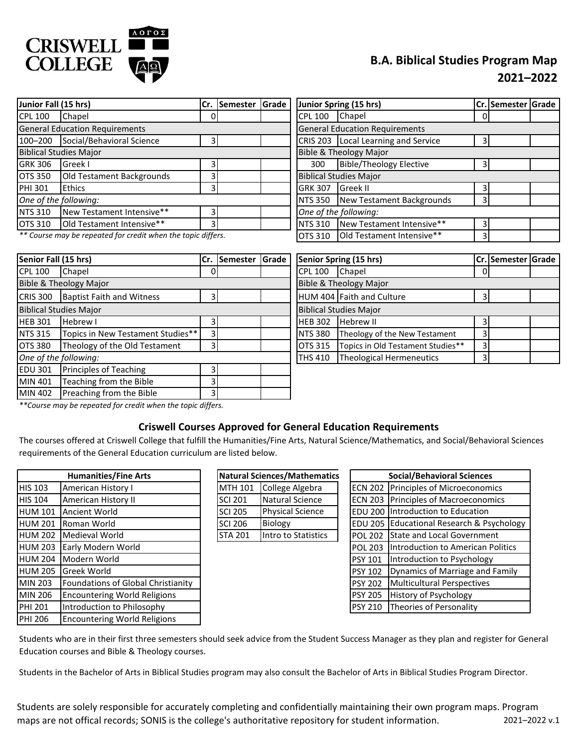# B.A. Biblical Studies Program Map

## 2021–2022

| Junior Fall (15 hrs) | | Cr. | Semester | Grade |
|---|---|---|---|---|
| CPL 100 | Chapel | 0 | | |
| General Education Requirements | | | | |
| 100–200 | Social/Behavioral Science | 3 | | |
| Biblical Studies Major | | | | |
| GRK 306 | Greek I | 3 | | |
| OTS 350 | Old Testament Backgrounds | 3 | | |
| PHI 301 | Ethics | 3 | | |
| *One of the following:* | | | | |
| NTS 310 | New Testament Intensive** | 3 | | |
| OTS 310 | Old Testament Intensive** | 3 | | |

*** Course may be repeated for credit when the topic differs.*

| Junior Spring (15 hrs) | | Cr. | Semester | Grade |
|---|---|---|---|---|
| CPL 100 | Chapel | 0 | | |
| General Education Requirements | | | | |
| CRIS 203 | Local Learning and Service | 3 | | |
| Bible & Theology Major | | | | |
| 300 | Bible/Theology Elective | 3 | | |
| Biblical Studies Major | | | | |
| GRK 307 | Greek II | 3 | | |
| NTS 350 | New Testament Backgrounds | 3 | | |
| *One of the following:* | | | | |
| NTS 310 | New Testament Intensive** | 3 | | |
| OTS 310 | Old Testament Intensive** | 3 | | |

| Senior Fall (15 hrs) | | Cr. | Semester | Grade |
|---|---|---|---|---|
| CPL 100 | Chapel | 0 | | |
| Bible & Theology Major | | | | |
| CRIS 300 | Baptist Faith and Witness | 3 | | |
| Biblical Studies Major | | | | |
| HEB 301 | Hebrew I | 3 | | |
| NTS 315 | Topics in New Testament Studies** | 3 | | |
| OTS 380 | Theology of the Old Testament | 3 | | |
| *One of the following:* | | | | |
| EDU 301 | Principles of Teaching | 3 | | |
| MIN 401 | Teaching from the Bible | 3 | | |
| MIN 402 | Preaching from the Bible | 3 | | |

***\*\*Course may be repeated for credit when the topic differs.*

| Senior Spring (15 hrs) | | Cr. | Semester | Grade |
|---|---|---|---|---|
| CPL 100 | Chapel | 0 | | |
| Bible & Theology Major | | | | |
| HUM 404 | Faith and Culture | 3 | | |
| Biblical Studies Major | | | | |
| HEB 302 | Hebrew II | 3 | | |
| NTS 380 | Theology of the New Testament | 3 | | |
| OTS 315 | Topics in Old Testament Studies** | 3 | | |
| THS 410 | Theological Hermeneutics | 3 | | |

## Criswell Courses Approved for General Education Requirements

The courses offered at Criswell College that fulfill the Humanities/Fine Arts, Natural Science/Mathematics, and Social/Behavioral Sciences requirements of the General Education curriculum are listed below.

| Humanities/Fine Arts | |
|---|---|
| HIS 103 | American History I |
| HIS 104 | American History II |
| HUM 101 | Ancient World |
| HUM 201 | Roman World |
| HUM 202 | Medieval World |
| HUM 203 | Early Modern World |
| HUM 204 | Modern World |
| HUM 205 | Greek World |
| MIN 203 | Foundations of Global Christianity |
| MIN 206 | Encountering World Religions |
| PHI 201 | Introduction to Philosophy |
| PHI 206 | Encountering World Religions |

| Natural Sciences/Mathematics | |
|---|---|
| MTH 101 | College Algebra |
| SCI 201 | Natural Science |
| SCI 205 | Physical Science |
| SCI 206 | Biology |
| STA 201 | Intro to Statistics |

| Social/Behavioral Sciences | |
|---|---|
| ECN 202 | Principles of Microeconomics |
| ECN 203 | Principles of Macroeconomics |
| EDU 200 | Introduction to Education |
| EDU 205 | Educational Research & Psychology |
| POL 202 | State and Local Government |
| POL 203 | Introduction to American Politics |
| PSY 101 | Introduction to Psychology |
| PSY 102 | Dynamics of Marriage and Family |
| PSY 202 | Multicultural Perspectives |
| PSY 205 | History of Psychology |
| PSY 210 | Theories of Personality |

Students who are in their first three semesters should seek advice from the Student Success Manager as they plan and register for General Education courses and Bible & Theology courses.

Students in the Bachelor of Arts in Biblical Studies program may also consult the Bachelor of Arts in Biblical Studies Program Director.

Students are solely responsible for accurately completing and confidentially maintaining their own program maps. Program maps are not offical records; SONIS is the college's authoritative repository for student information.

2021–2022 v.1